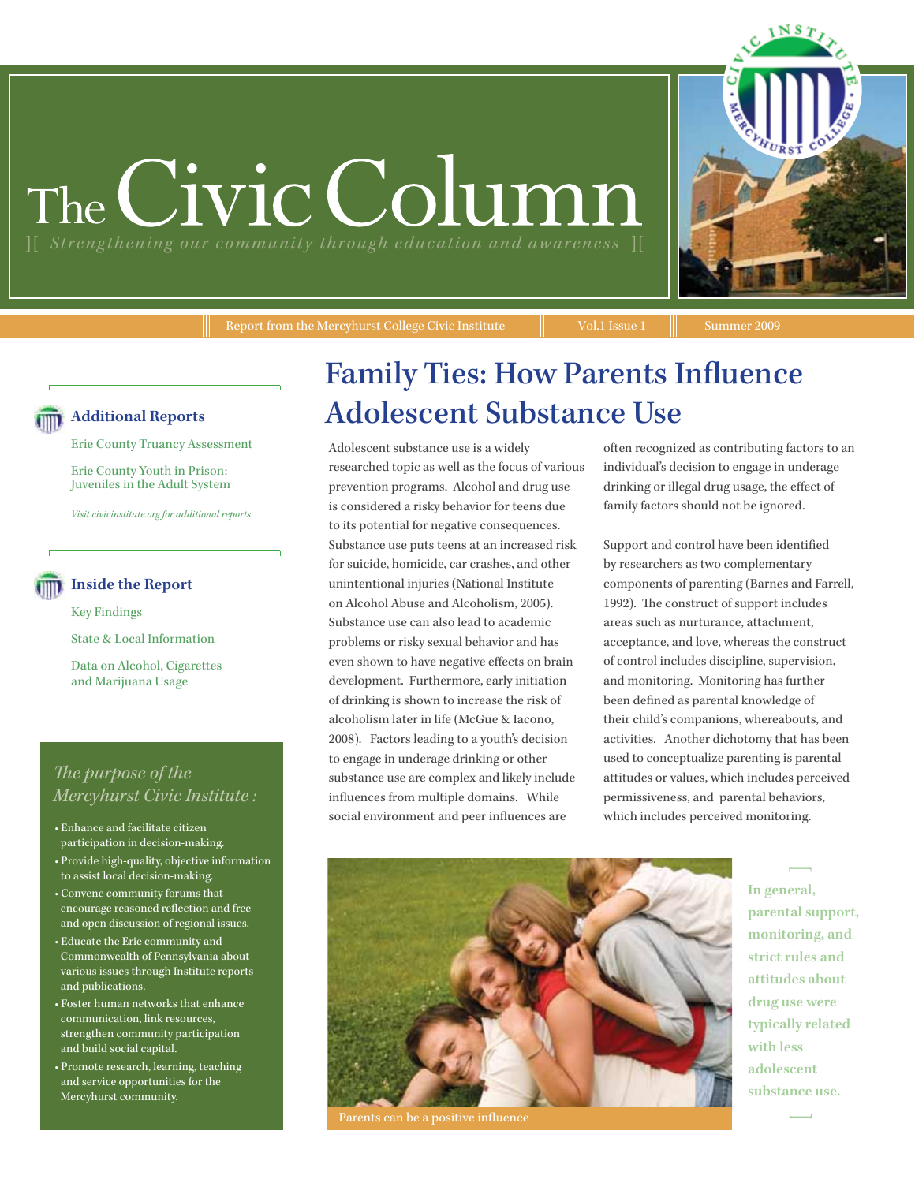# The Civic Column

][ *Strengthening our community through education and awareness* ][

Report from the Mercyhurst College Civic Institute | Vol.1 Issue 1 | Summer 2009

### Additional Reports

Erie County Truancy Assessment

Erie County Youth in Prison: Juveniles in the Adult System

*Visit civicinstitute.org for additional reports*

### Inside the Report

Key Findings

State & Local Information

Data on Alcohol, Cigarettes and Marijuana Usage

*The purpose of the Mercyhurst Civic Institute :*

- Enhance and facilitate citizen participation in decision-making.
- Provide high-quality, objective information to assist local decision-making.
- Convene community forums that encourage reasoned reflection and free and open discussion of regional issues.
- Educate the Erie community and Commonwealth of Pennsylvania about various issues through Institute reports and publications.
- Foster human networks that enhance communication, link resources, strengthen community participation and build social capital.
- Promote research, learning, teaching and service opportunities for the Mercyhurst community.

## Family Ties: How Parents Influence Adolescent Substance Use

Adolescent substance use is a widely researched topic as well as the focus of various prevention programs. Alcohol and drug use is considered a risky behavior for teens due to its potential for negative consequences. Substance use puts teens at an increased risk for suicide, homicide, car crashes, and other unintentional injuries (National Institute on Alcohol Abuse and Alcoholism, 2005). Substance use can also lead to academic problems or risky sexual behavior and has even shown to have negative effects on brain development. Furthermore, early initiation of drinking is shown to increase the risk of alcoholism later in life (McGue & Iacono, 2008). Factors leading to a youth's decision to engage in underage drinking or other substance use are complex and likely include influences from multiple domains. While social environment and peer influences are often recognized as contributing factors to an individual's decision to engage in underage drinking or illegal drug usage, the effect of family factors should not be ignored.

Support and control have been identified by researchers as two complementary components of parenting (Barnes and Farrell, 1992). The construct of support includes areas such as nurturance, attachment, acceptance, and love, whereas the construct of control includes discipline, supervision, and monitoring. Monitoring has further been defined as parental knowledge of their child's companions, whereabouts, and activities. Another dichotomy that has been used to conceptualize parenting is parental attitudes or values, which includes perceived permissiveness, and parental behaviors, which includes perceived monitoring.

Parents can be a positive influence

**In general, parental support, monitoring, and strict rules and attitudes about drug use were typically related with less adolescent substance use.**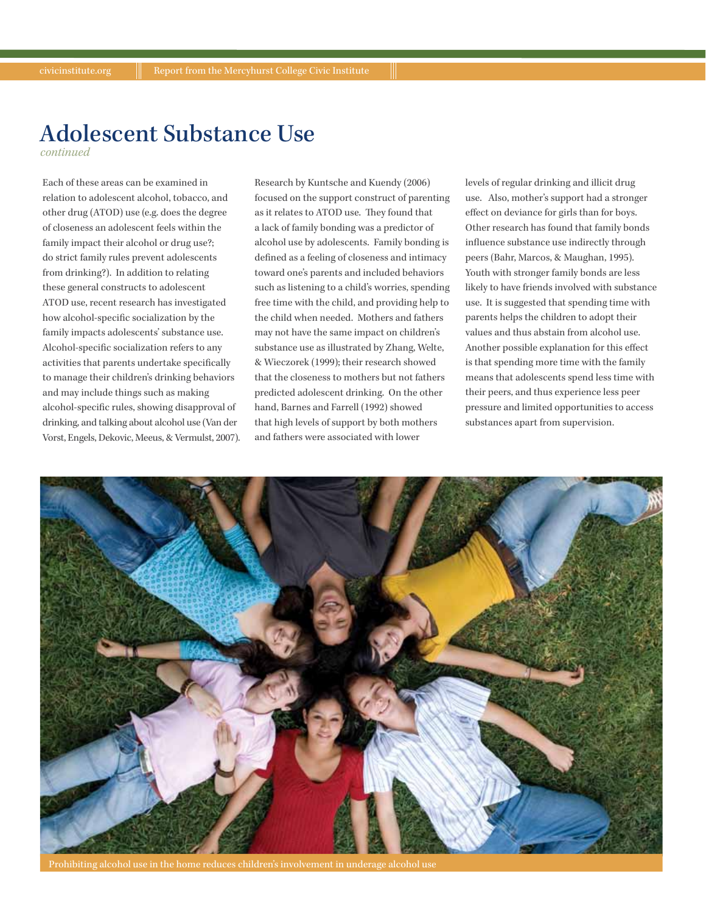# Adolescent Substance Use

*continued*

Each of these areas can be examined in relation to adolescent alcohol, tobacco, and other drug (ATOD) use (e.g. does the degree of closeness an adolescent feels within the family impact their alcohol or drug use?; do strict family rules prevent adolescents from drinking?). In addition to relating these general constructs to adolescent ATOD use, recent research has investigated how alcohol-specific socialization by the family impacts adolescents' substance use. Alcohol-specific socialization refers to any activities that parents undertake specifically to manage their children's drinking behaviors and may include things such as making alcohol-specific rules, showing disapproval of drinking, and talking about alcohol use (Van der Vorst, Engels, Dekovic, Meeus, & Vermulst, 2007).

Research by Kuntsche and Kuendy (2006) focused on the support construct of parenting as it relates to ATOD use. They found that a lack of family bonding was a predictor of alcohol use by adolescents. Family bonding is defined as a feeling of closeness and intimacy toward one's parents and included behaviors such as listening to a child's worries, spending free time with the child, and providing help to the child when needed. Mothers and fathers may not have the same impact on children's substance use as illustrated by Zhang, Welte, & Wieczorek (1999); their research showed that the closeness to mothers but not fathers predicted adolescent drinking. On the other hand, Barnes and Farrell (1992) showed that high levels of support by both mothers and fathers were associated with lower levels of regular drinking and illicit drug use. Also, mother's support had a stronger effect on deviance for girls than for boys. Other research has found that family bonds influence substance use indirectly through peers (Bahr, Marcos, & Maughan, 1995). Youth with stronger family bonds are less likely to have friends involved with substance use. It is suggested that spending time with parents helps the children to adopt their values and thus abstain from alcohol use. Another possible explanation for this effect is that spending more time with the family means that adolescents spend less time with their peers, and thus experience less peer pressure and limited opportunities to access substances apart from supervision.

Prohibiting alcohol use in the home reduces children's involvement in underage alcohol use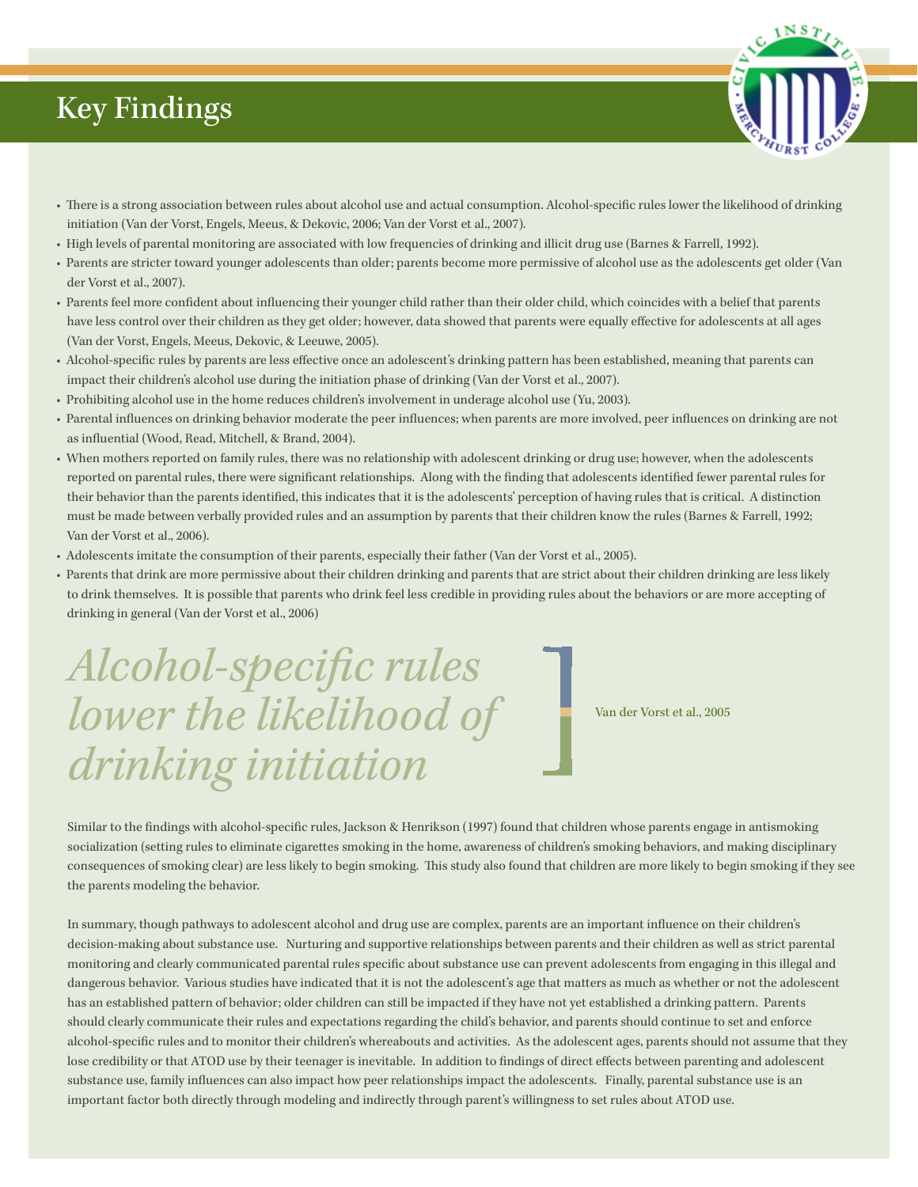# Key Findings

- There is a strong association between rules about alcohol use and actual consumption. Alcohol-specific rules lower the likelihood of drinking initiation (Van der Vorst, Engels, Meeus, & Dekovic, 2006; Van der Vorst et al., 2007).
- High levels of parental monitoring are associated with low frequencies of drinking and illicit drug use (Barnes & Farrell, 1992).
- Parents are stricter toward younger adolescents than older; parents become more permissive of alcohol use as the adolescents get older (Van der Vorst et al., 2007).
- Parents feel more confident about influencing their younger child rather than their older child, which coincides with a belief that parents have less control over their children as they get older; however, data showed that parents were equally effective for adolescents at all ages (Van der Vorst, Engels, Meeus, Dekovic, & Leeuwe, 2005).
- Alcohol-specific rules by parents are less effective once an adolescent's drinking pattern has been established, meaning that parents can impact their children's alcohol use during the initiation phase of drinking (Van der Vorst et al., 2007).
- Prohibiting alcohol use in the home reduces children's involvement in underage alcohol use (Yu, 2003).
- Parental influences on drinking behavior moderate the peer influences; when parents are more involved, peer influences on drinking are not as influential (Wood, Read, Mitchell, & Brand, 2004).
- When mothers reported on family rules, there was no relationship with adolescent drinking or drug use; however, when the adolescents reported on parental rules, there were significant relationships. Along with the finding that adolescents identified fewer parental rules for their behavior than the parents identified, this indicates that it is the adolescents' perception of having rules that is critical. A distinction must be made between verbally provided rules and an assumption by parents that their children know the rules (Barnes & Farrell, 1992; Van der Vorst et al., 2006).
- Adolescents imitate the consumption of their parents, especially their father (Van der Vorst et al., 2005).
- Parents that drink are more permissive about their children drinking and parents that are strict about their children drinking are less likely to drink themselves. It is possible that parents who drink feel less credible in providing rules about the behaviors or are more accepting of drinking in general (Van der Vorst et al., 2006)

> *Alcohol-specific rules lower the likelihood of drinking initiation*
>
> Van der Vorst et al., 2005

Similar to the findings with alcohol-specific rules, Jackson & Henrikson (1997) found that children whose parents engage in antismoking socialization (setting rules to eliminate cigarettes smoking in the home, awareness of children's smoking behaviors, and making disciplinary consequences of smoking clear) are less likely to begin smoking. This study also found that children are more likely to begin smoking if they see the parents modeling the behavior.

In summary, though pathways to adolescent alcohol and drug use are complex, parents are an important influence on their children's decision-making about substance use. Nurturing and supportive relationships between parents and their children as well as strict parental monitoring and clearly communicated parental rules specific about substance use can prevent adolescents from engaging in this illegal and dangerous behavior. Various studies have indicated that it is not the adolescent's age that matters as much as whether or not the adolescent has an established pattern of behavior; older children can still be impacted if they have not yet established a drinking pattern. Parents should clearly communicate their rules and expectations regarding the child's behavior, and parents should continue to set and enforce alcohol-specific rules and to monitor their children's whereabouts and activities. As the adolescent ages, parents should not assume that they lose credibility or that ATOD use by their teenager is inevitable. In addition to findings of direct effects between parenting and adolescent substance use, family influences can also impact how peer relationships impact the adolescents. Finally, parental substance use is an important factor both directly through modeling and indirectly through parent's willingness to set rules about ATOD use.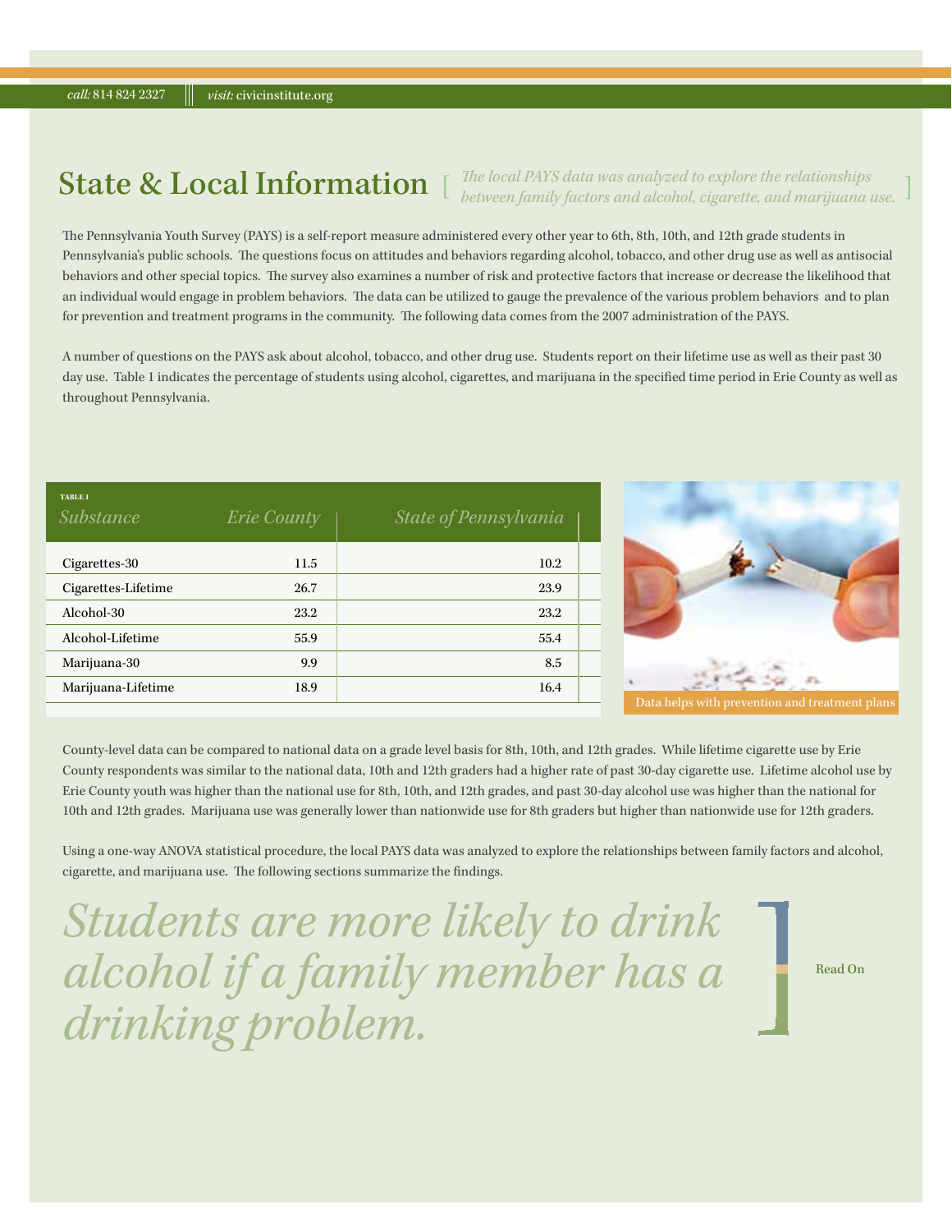# State & Local Information

*[ The local PAYS data was analyzed to explore the relationships between family factors and alcohol, cigarette, and marijuana use. ]*

The Pennsylvania Youth Survey (PAYS) is a self-report measure administered every other year to 6th, 8th, 10th, and 12th grade students in Pennsylvania's public schools. The questions focus on attitudes and behaviors regarding alcohol, tobacco, and other drug use as well as antisocial behaviors and other special topics. The survey also examines a number of risk and protective factors that increase or decrease the likelihood that an individual would engage in problem behaviors. The data can be utilized to gauge the prevalence of the various problem behaviors and to plan for prevention and treatment programs in the community. The following data comes from the 2007 administration of the PAYS.

A number of questions on the PAYS ask about alcohol, tobacco, and other drug use. Students report on their lifetime use as well as their past 30 day use. Table 1 indicates the percentage of students using alcohol, cigarettes, and marijuana in the specified time period in Erie County as well as throughout Pennsylvania.

TABLE 1

| Substance | Erie County | State of Pennsylvania |
|---|---|---|
| Cigarettes-30 | 11.5 | 10.2 |
| Cigarettes-Lifetime | 26.7 | 23.9 |
| Alcohol-30 | 23.2 | 23.2 |
| Alcohol-Lifetime | 55.9 | 55.4 |
| Marijuana-30 | 9.9 | 8.5 |
| Marijuana-Lifetime | 18.9 | 16.4 |

Data helps with prevention and treatment plans

County-level data can be compared to national data on a grade level basis for 8th, 10th, and 12th grades. While lifetime cigarette use by Erie County respondents was similar to the national data, 10th and 12th graders had a higher rate of past 30-day cigarette use. Lifetime alcohol use by Erie County youth was higher than the national use for 8th, 10th, and 12th grades, and past 30-day alcohol use was higher than the national for 10th and 12th grades. Marijuana use was generally lower than nationwide use for 8th graders but higher than nationwide use for 12th graders.

Using a one-way ANOVA statistical procedure, the local PAYS data was analyzed to explore the relationships between family factors and alcohol, cigarette, and marijuana use. The following sections summarize the findings.

*Students are more likely to drink alcohol if a family member has a drinking problem.*

Read On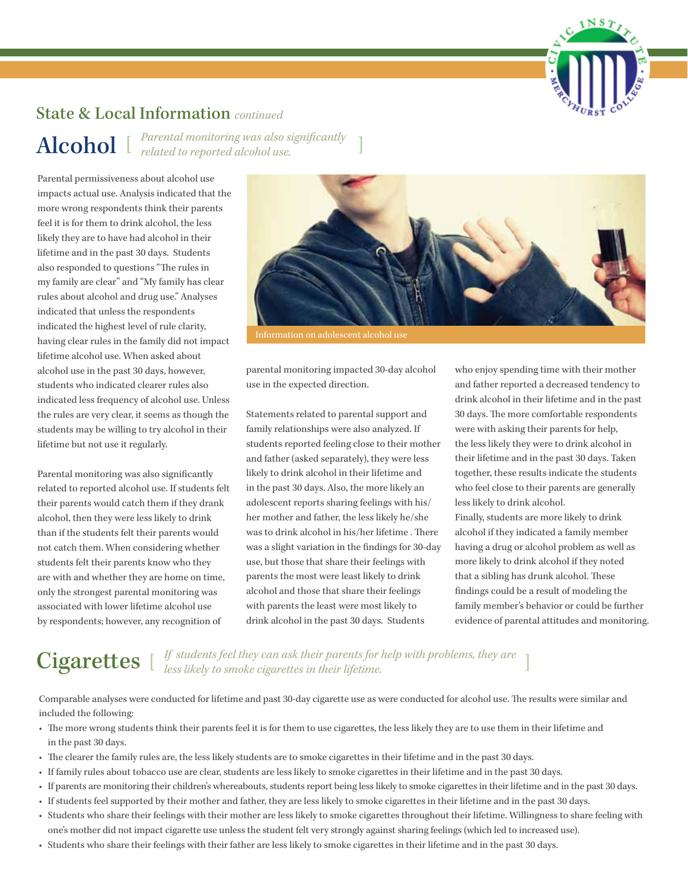## State & Local Information *continued*

# Alcohol

*[ Parental monitoring was also significantly related to reported alcohol use. ]*

Parental permissiveness about alcohol use impacts actual use. Analysis indicated that the more wrong respondents think their parents feel it is for them to drink alcohol, the less likely they are to have had alcohol in their lifetime and in the past 30 days. Students also responded to questions "The rules in my family are clear" and "My family has clear rules about alcohol and drug use." Analyses indicated that unless the respondents indicated the highest level of rule clarity, having clear rules in the family did not impact lifetime alcohol use. When asked about alcohol use in the past 30 days, however, students who indicated clearer rules also indicated less frequency of alcohol use. Unless the rules are very clear, it seems as though the students may be willing to try alcohol in their lifetime but not use it regularly.

Parental monitoring was also significantly related to reported alcohol use. If students felt their parents would catch them if they drank alcohol, then they were less likely to drink than if the students felt their parents would not catch them. When considering whether students felt their parents know who they are with and whether they are home on time, only the strongest parental monitoring was associated with lower lifetime alcohol use by respondents; however, any recognition of parental monitoring impacted 30-day alcohol use in the expected direction.

Information on adolescent alcohol use

Statements related to parental support and family relationships were also analyzed. If students reported feeling close to their mother and father (asked separately), they were less likely to drink alcohol in their lifetime and in the past 30 days. Also, the more likely an adolescent reports sharing feelings with his/her mother and father, the less likely he/she was to drink alcohol in his/her lifetime . There was a slight variation in the findings for 30-day use, but those that share their feelings with parents the most were least likely to drink alcohol and those that share their feelings with parents the least were most likely to drink alcohol in the past 30 days. Students who enjoy spending time with their mother and father reported a decreased tendency to drink alcohol in their lifetime and in the past 30 days. The more comfortable respondents were with asking their parents for help, the less likely they were to drink alcohol in their lifetime and in the past 30 days. Taken together, these results indicate the students who feel close to their parents are generally less likely to drink alcohol.

Finally, students are more likely to drink alcohol if they indicated a family member having a drug or alcohol problem as well as more likely to drink alcohol if they noted that a sibling has drunk alcohol. These findings could be a result of modeling the family member's behavior or could be further evidence of parental attitudes and monitoring.

# Cigarettes

*[ If students feel they can ask their parents for help with problems, they are less likely to smoke cigarettes in their lifetime. ]*

Comparable analyses were conducted for lifetime and past 30-day cigarette use as were conducted for alcohol use. The results were similar and included the following:

- The more wrong students think their parents feel it is for them to use cigarettes, the less likely they are to use them in their lifetime and in the past 30 days.
- The clearer the family rules are, the less likely students are to smoke cigarettes in their lifetime and in the past 30 days.
- If family rules about tobacco use are clear, students are less likely to smoke cigarettes in their lifetime and in the past 30 days.
- If parents are monitoring their children's whereabouts, students report being less likely to smoke cigarettes in their lifetime and in the past 30 days.
- If students feel supported by their mother and father, they are less likely to smoke cigarettes in their lifetime and in the past 30 days.
- Students who share their feelings with their mother are less likely to smoke cigarettes throughout their lifetime. Willingness to share feeling with one's mother did not impact cigarette use unless the student felt very strongly against sharing feelings (which led to increased use).
- Students who share their feelings with their father are less likely to smoke cigarettes in their lifetime and in the past 30 days.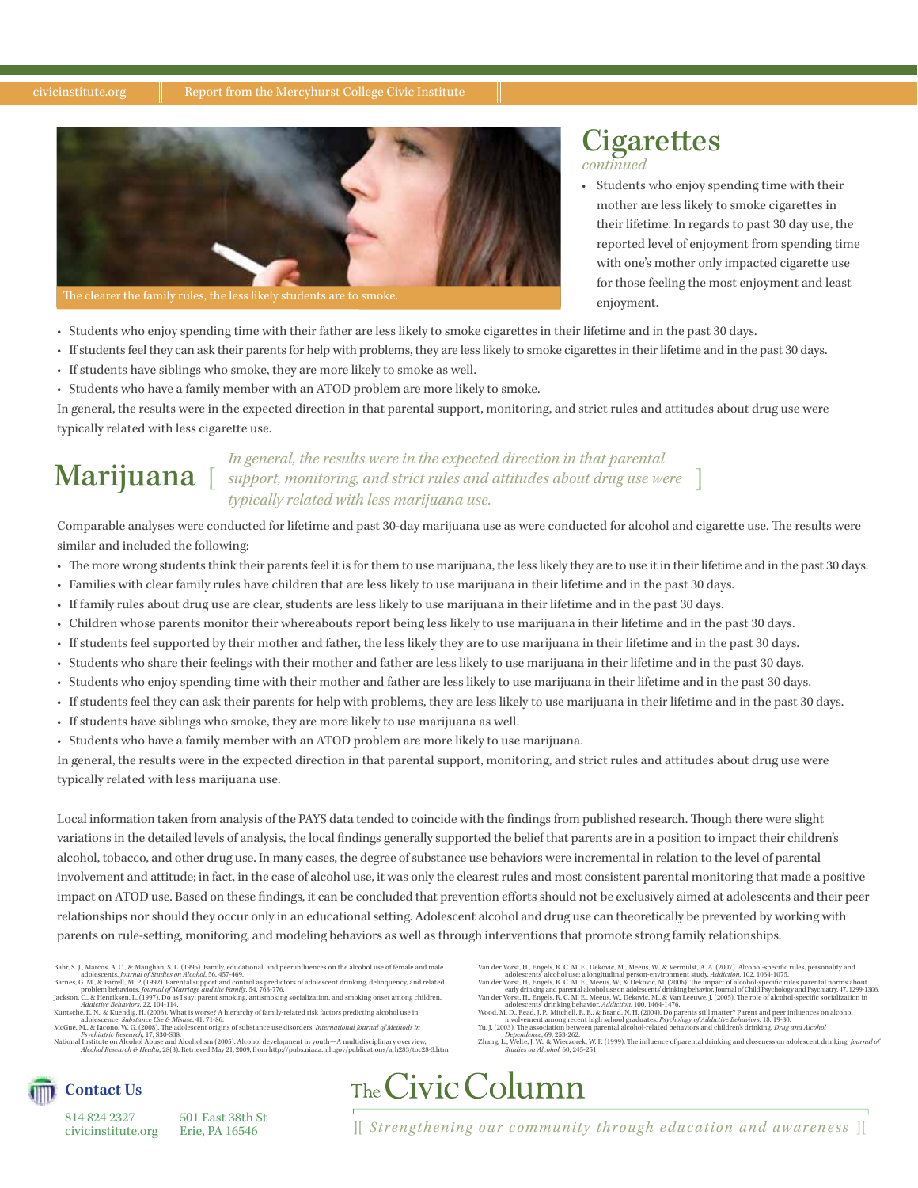The clearer the family rules, the less likely students are to smoke.

## Cigarettes

*continued*

- Students who enjoy spending time with their mother are less likely to smoke cigarettes in their lifetime. In regards to past 30 day use, the reported level of enjoyment from spending time with one's mother only impacted cigarette use for those feeling the most enjoyment and least enjoyment.
- Students who enjoy spending time with their father are less likely to smoke cigarettes in their lifetime and in the past 30 days.
- If students feel they can ask their parents for help with problems, they are less likely to smoke cigarettes in their lifetime and in the past 30 days.
- If students have siblings who smoke, they are more likely to smoke as well.
- Students who have a family member with an ATOD problem are more likely to smoke.

In general, the results were in the expected direction in that parental support, monitoring, and strict rules and attitudes about drug use were typically related with less cigarette use.

## Marijuana

[ *In general, the results were in the expected direction in that parental support, monitoring, and strict rules and attitudes about drug use were typically related with less marijuana use.* ]

Comparable analyses were conducted for lifetime and past 30-day marijuana use as were conducted for alcohol and cigarette use. The results were similar and included the following:

- The more wrong students think their parents feel it is for them to use marijuana, the less likely they are to use it in their lifetime and in the past 30 days.
- Families with clear family rules have children that are less likely to use marijuana in their lifetime and in the past 30 days.
- If family rules about drug use are clear, students are less likely to use marijuana in their lifetime and in the past 30 days.
- Children whose parents monitor their whereabouts report being less likely to use marijuana in their lifetime and in the past 30 days.
- If students feel supported by their mother and father, the less likely they are to use marijuana in their lifetime and in the past 30 days.
- Students who share their feelings with their mother and father are less likely to use marijuana in their lifetime and in the past 30 days.
- Students who enjoy spending time with their mother and father are less likely to use marijuana in their lifetime and in the past 30 days.
- If students feel they can ask their parents for help with problems, they are less likely to use marijuana in their lifetime and in the past 30 days.
- If students have siblings who smoke, they are more likely to use marijuana as well.
- Students who have a family member with an ATOD problem are more likely to use marijuana.

In general, the results were in the expected direction in that parental support, monitoring, and strict rules and attitudes about drug use were typically related with less marijuana use.

Local information taken from analysis of the PAYS data tended to coincide with the findings from published research. Though there were slight variations in the detailed levels of analysis, the local findings generally supported the belief that parents are in a position to impact their children's alcohol, tobacco, and other drug use. In many cases, the degree of substance use behaviors were incremental in relation to the level of parental involvement and attitude; in fact, in the case of alcohol use, it was only the clearest rules and most consistent parental monitoring that made a positive impact on ATOD use. Based on these findings, it can be concluded that prevention efforts should not be exclusively aimed at adolescents and their peer relationships nor should they occur only in an educational setting. Adolescent alcohol and drug use can theoretically be prevented by working with parents on rule-setting, monitoring, and modeling behaviors as well as through interventions that promote strong family relationships.

Bahr, S. J., Marcos, A. C., & Maughan, S. L. (1995). Family, educational, and peer influences on the alcohol use of female and male adolescents. *Journal of Studies on Alcohol*, 56, 457-469.

Barnes, G. M., & Farrell, M. P. (1992). Parental support and control as predictors of adolescent drinking, delinquency, and related problem behaviors. *Journal of Marriage and the Family*, 54, 763-776.

Jackson, C., & Henriksen, L. (1997). Do as I say: parent smoking, antismoking socialization, and smoking onset among children. *Addictive Behaviors*, 22, 104-114.

Kuntsche, E. N., & Kuendig, H. (2006). What is worse? A hierarchy of family-related risk factors predicting alcohol use in adolescence. *Substance Use & Misuse*, 41, 71-86.

McGue, M., & Iacono, W. G. (2008). The adolescent origins of substance use disorders. *International Journal of Methods in Psychiatric Research*, 17, S30-S38.

National Institute on Alcohol Abuse and Alcoholism (2005). Alcohol development in youth—A multidisciplinary overview, *Alcohol Research & Health*, 28(3). Retrieved May 21, 2009, from http://pubs.niaaa.nih.gov/publications/arh283/toc28-3.htm

Van der Vorst, H., Engels, R. C. M. E., Dekovic, M., Meeus, W., & Vermulst, A. A. (2007). Alcohol-specific rules, personality and adolescents' alcohol use: a longitudinal person-environment study. *Addiction*, 102, 1064-1075.

Van der Vorst, H., Engels, R. C. M. E., Meeus, W., & Dekovic, M. (2006). The impact of alcohol-specific rules parental norms about early drinking and parental alcohol use on adolescents' drinking behavior. Journal of Child Psychology and Psychiatry, 47, 1299-1306.

Van der Vorst, H., Engels, R. C. M. E., Meeus, W., Dekovic, M., & Van Leeuwe, J. (2005). The role of alcohol-specific socialization in adolescents' drinking behavior. *Addiction*, 100, 1464-1476.

Wood, M. D., Read, J. P., Mitchell, R. E., & Brand, N. H. (2004). Do parents still matter? Parent and peer influences on alcohol involvement among recent high school graduates. *Psychology of Addictive Behaviors*, 18, 19-30.

Yu, J. (2003). The association between parental alcohol-related behaviors and children's drinking. *Drug and Alcohol Dependence*, 69, 253-262.

Zhang, L., Welte, J. W., & Wieczorek, W. F. (1999). The influence of parental drinking and closeness on adolescent drinking. *Journal of Studies on Alcohol*, 60, 245-251.

### Contact Us

814 824 2327
civicinstitute.org

501 East 38th St
Erie, PA 16546

## The Civic Column

][ *Strengthening our community through education and awareness* ][